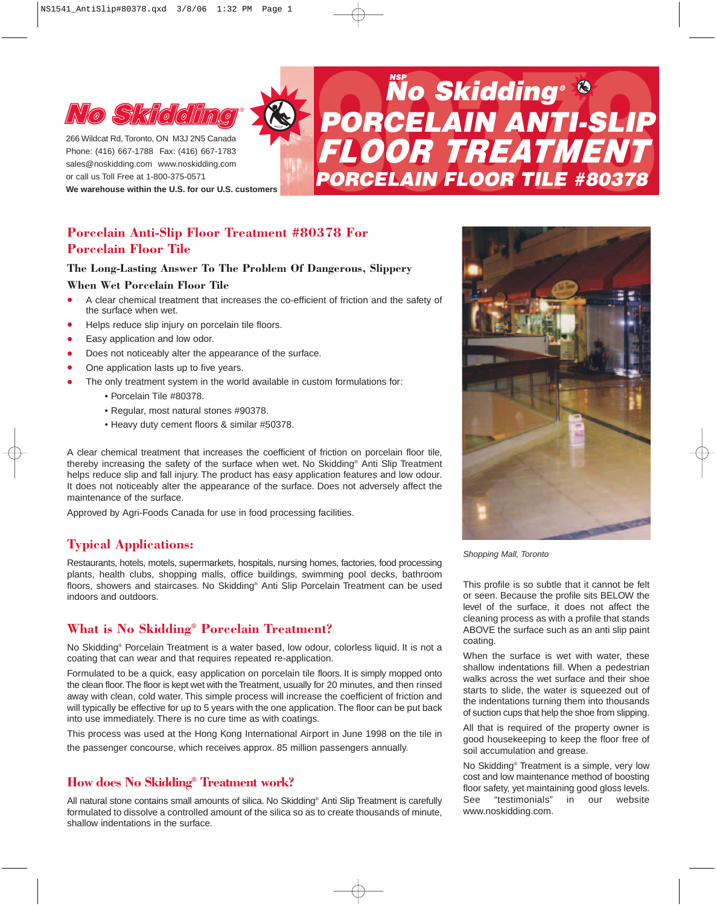# No Skidding®

266 Wildcat Rd, Toronto, ON M3J 2N5 Canada
Phone: (416) 667-1788 Fax: (416) 667-1783
sales@noskidding.com www.noskidding.com
or call us Toll Free at 1-800-375-0571
**We warehouse within the U.S. for our U.S. customers**

# NSP No Skidding® PORCELAIN ANTI-SLIP FLOOR TREATMENT
## PORCELAIN FLOOR TILE #80378

## Porcelain Anti-Slip Floor Treatment #80378 For Porcelain Floor Tile

### The Long-Lasting Answer To The Problem Of Dangerous, Slippery When Wet Porcelain Floor Tile

- A clear chemical treatment that increases the co-efficient of friction and the safety of the surface when wet.
- Helps reduce slip injury on porcelain tile floors.
- Easy application and low odor.
- Does not noticeably alter the appearance of the surface.
- One application lasts up to five years.
- The only treatment system in the world available in custom formulations for:
  - Porcelain Tile #80378.
  - Regular, most natural stones #90378.
  - Heavy duty cement floors & similar #50378.

A clear chemical treatment that increases the coefficient of friction on porcelain floor tile, thereby increasing the safety of the surface when wet. No Skidding® Anti Slip Treatment helps reduce slip and fall injury. The product has easy application features and low odour. It does not noticeably alter the appearance of the surface. Does not adversely affect the maintenance of the surface.

Approved by Agri-Foods Canada for use in food processing facilities.

## Typical Applications:

Restaurants, hotels, motels, supermarkets, hospitals, nursing homes, factories, food processing plants, health clubs, shopping malls, office buildings, swimming pool decks, bathroom floors, showers and staircases. No Skidding® Anti Slip Porcelain Treatment can be used indoors and outdoors.

## What is No Skidding® Porcelain Treatment?

No Skidding® Porcelain Treatment is a water based, low odour, colorless liquid. It is not a coating that can wear and that requires repeated re-application.

Formulated to be a quick, easy application on porcelain tile floors. It is simply mopped onto the clean floor. The floor is kept wet with the Treatment, usually for 20 minutes, and then rinsed away with clean, cold water. This simple process will increase the coefficient of friction and will typically be effective for up to 5 years with the one application. The floor can be put back into use immediately. There is no cure time as with coatings.

This process was used at the Hong Kong International Airport in June 1998 on the tile in the passenger concourse, which receives approx. 85 million passengers annually.

## How does No Skidding® Treatment work?

All natural stone contains small amounts of silica. No Skidding® Anti Slip Treatment is carefully formulated to dissolve a controlled amount of the silica so as to create thousands of minute, shallow indentations in the surface.

*Shopping Mall, Toronto*

This profile is so subtle that it cannot be felt or seen. Because the profile sits BELOW the level of the surface, it does not affect the cleaning process as with a profile that stands ABOVE the surface such as an anti slip paint coating.

When the surface is wet with water, these shallow indentations fill. When a pedestrian walks across the wet surface and their shoe starts to slide, the water is squeezed out of the indentations turning them into thousands of suction cups that help the shoe from slipping.

All that is required of the property owner is good housekeeping to keep the floor free of soil accumulation and grease.

No Skidding® Treatment is a simple, very low cost and low maintenance method of boosting floor safety, yet maintaining good gloss levels. See "testimonials" in our website www.noskidding.com.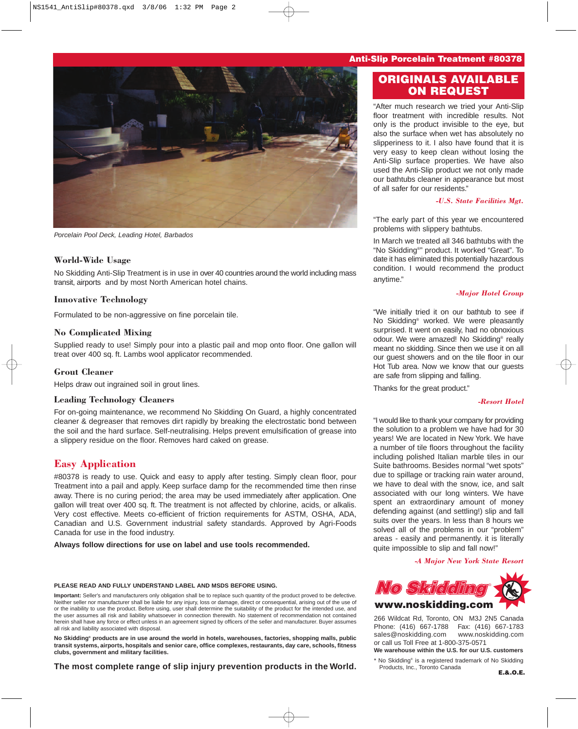## Anti-Slip Porcelain Treatment #80378

Porcelain Pool Deck, Leading Hotel, Barbados

### World-Wide Usage

No Skidding Anti-Slip Treatment is in use in over 40 countries around the world including mass transit, airports and by most North American hotel chains.

### Innovative Technology

Formulated to be non-aggressive on fine porcelain tile.

### No Complicated Mixing

Supplied ready to use! Simply pour into a plastic pail and mop onto floor. One gallon will treat over 400 sq. ft. Lambs wool applicator recommended.

### Grout Cleaner

Helps draw out ingrained soil in grout lines.

### Leading Technology Cleaners

For on-going maintenance, we recommend No Skidding On Guard, a highly concentrated cleaner & degreaser that removes dirt rapidly by breaking the electrostatic bond between the soil and the hard surface. Self-neutralising. Helps prevent emulsification of grease into a slippery residue on the floor. Removes hard caked on grease.

## Easy Application

#80378 is ready to use. Quick and easy to apply after testing. Simply clean floor, pour Treatment into a pail and apply. Keep surface damp for the recommended time then rinse away. There is no curing period; the area may be used immediately after application. One gallon will treat over 400 sq. ft. The treatment is not affected by chlorine, acids, or alkalis. Very cost effective. Meets co-efficient of friction requirements for ASTM, OSHA, ADA, Canadian and U.S. Government industrial safety standards. Approved by Agri-Foods Canada for use in the food industry.

**Always follow directions for use on label and use tools recommended.**

**PLEASE READ AND FULLY UNDERSTAND LABEL AND MSDS BEFORE USING.**

**Important:** Seller's and manufacturers only obligation shall be to replace such quantity of the product proved to be defective. Neither seller nor manufacturer shall be liable for any injury, loss or damage, direct or consequential, arising out of the use of or the inability to use the product. Before using, user shall determine the suitability of the product for the intended use, and the user assumes all risk and liability whatsoever in connection therewith. No statement of recommendation not contained herein shall have any force or effect unless in an agreement signed by officers of the seller and manufacturer. Buyer assumes all risk and liability associated with disposal.

**No Skidding® products are in use around the world in hotels, warehouses, factories, shopping malls, public transit systems, airports, hospitals and senior care, office complexes, restaurants, day care, schools, fitness clubs, government and military facilities.**

**The most complete range of slip injury prevention products in the World.**

## ORIGINALS AVAILABLE ON REQUEST

"After much research we tried your Anti-Slip floor treatment with incredible results. Not only is the product invisible to the eye, but also the surface when wet has absolutely no slipperiness to it. I also have found that it is very easy to keep clean without losing the Anti-Slip surface properties. We have also used the Anti-Slip product we not only made our bathtubs cleaner in appearance but most of all safer for our residents."

*-U.S. State Facilities Mgt.*

"The early part of this year we encountered problems with slippery bathtubs.

In March we treated all 346 bathtubs with the "No Skidding®" product. It worked "Great". To date it has eliminated this potentially hazardous condition. I would recommend the product anytime."

*-Major Hotel Group*

"We initially tried it on our bathtub to see if No Skidding® worked. We were pleasantly surprised. It went on easily, had no obnoxious odour. We were amazed! No Skidding® really meant no skidding. Since then we use it on all our guest showers and on the tile floor in our Hot Tub area. Now we know that our guests are safe from slipping and falling.

Thanks for the great product."

*-Resort Hotel*

"I would like to thank your company for providing the solution to a problem we have had for 30 years! We are located in New York. We have a number of tile floors throughout the facility including polished Italian marble tiles in our Suite bathrooms. Besides normal "wet spots" due to spillage or tracking rain water around, we have to deal with the snow, ice, and salt associated with our long winters. We have spent an extraordinary amount of money defending against (and settling!) slip and fall suits over the years. In less than 8 hours we solved all of the problems in our "problem" areas - easily and permanently. it is literally quite impossible to slip and fall now!"

*-A Major New York State Resort*

**No Skidding®**

**www.noskidding.com**

266 Wildcat Rd, Toronto, ON M3J 2N5 Canada
Phone: (416) 667-1788 Fax: (416) 667-1783
sales@noskidding.com www.noskidding.com
or call us Toll Free at 1-800-375-0571
**We warehouse within the U.S. for our U.S. customers**

\* No Skidding® is a registered trademark of No Skidding Products, Inc., Toronto Canada

**E.&.O.E.**